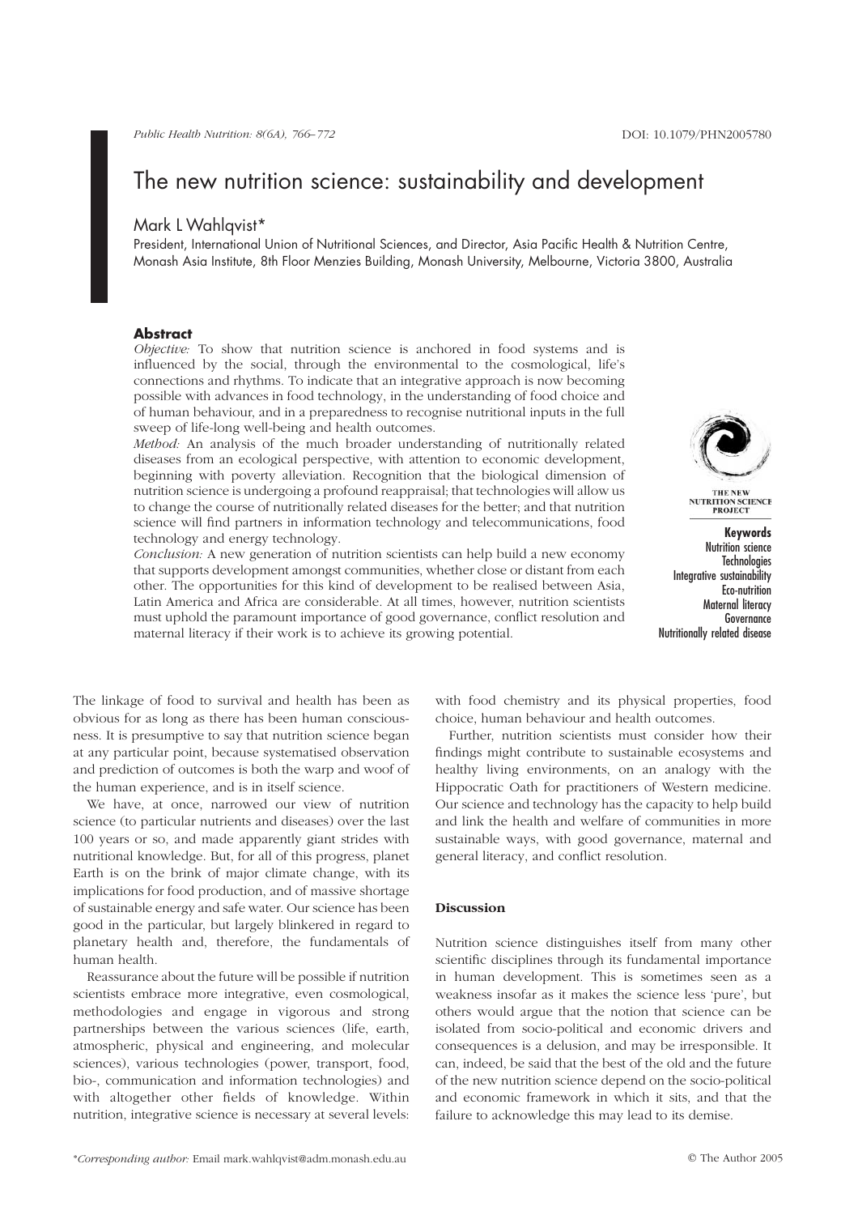# The new nutrition science: sustainability and development

Mark L Wahlqvist*

President, International Union of Nutritional Sciences, and Director, Asia Pacific Health & Nutrition Centre, Monash Asia Institute, 8th Floor Menzies Building, Monash University, Melbourne, Victoria 3800, Australia

## Abstract

*Objective:* To show that nutrition science is anchored in food systems and is influenced by the social, through the environmental to the cosmological, life's connections and rhythms. To indicate that an integrative approach is now becoming possible with advances in food technology, in the understanding of food choice and of human behaviour, and in a preparedness to recognise nutritional inputs in the full sweep of life-long well-being and health outcomes.

*Method:* An analysis of the much broader understanding of nutritionally related diseases from an ecological perspective, with attention to economic development, beginning with poverty alleviation. Recognition that the biological dimension of nutrition science is undergoing a profound reappraisal; that technologies will allow us to change the course of nutritionally related diseases for the better; and that nutrition science will find partners in information technology and telecommunications, food technology and energy technology.

*Conclusion:* A new generation of nutrition scientists can help build a new economy that supports development amongst communities, whether close or distant from each other. The opportunities for this kind of development to be realised between Asia, Latin America and Africa are considerable. At all times, however, nutrition scientists must uphold the paramount importance of good governance, conflict resolution and maternal literacy if their work is to achieve its growing potential.

THE NEW NUTRITION SCIENCE PROJECT

**Keywords**
Nutrition science
Technologies
Integrative sustainability
Eco-nutrition
Maternal literacy
Governance
Nutritionally related disease

The linkage of food to survival and health has been as obvious for as long as there has been human consciousness. It is presumptive to say that nutrition science began at any particular point, because systematised observation and prediction of outcomes is both the warp and woof of the human experience, and is in itself science.

We have, at once, narrowed our view of nutrition science (to particular nutrients and diseases) over the last 100 years or so, and made apparently giant strides with nutritional knowledge. But, for all of this progress, planet Earth is on the brink of major climate change, with its implications for food production, and of massive shortage of sustainable energy and safe water. Our science has been good in the particular, but largely blinkered in regard to planetary health and, therefore, the fundamentals of human health.

Reassurance about the future will be possible if nutrition scientists embrace more integrative, even cosmological, methodologies and engage in vigorous and strong partnerships between the various sciences (life, earth, atmospheric, physical and engineering, and molecular sciences), various technologies (power, transport, food, bio-, communication and information technologies) and with altogether other fields of knowledge. Within nutrition, integrative science is necessary at several levels: with food chemistry and its physical properties, food choice, human behaviour and health outcomes.

Further, nutrition scientists must consider how their findings might contribute to sustainable ecosystems and healthy living environments, on an analogy with the Hippocratic Oath for practitioners of Western medicine. Our science and technology has the capacity to help build and link the health and welfare of communities in more sustainable ways, with good governance, maternal and general literacy, and conflict resolution.

## Discussion

Nutrition science distinguishes itself from many other scientific disciplines through its fundamental importance in human development. This is sometimes seen as a weakness insofar as it makes the science less 'pure', but others would argue that the notion that science can be isolated from socio-political and economic drivers and consequences is a delusion, and may be irresponsible. It can, indeed, be said that the best of the old and the future of the new nutrition science depend on the socio-political and economic framework in which it sits, and that the failure to acknowledge this may lead to its demise.

*Corresponding author: Email mark.wahlqvist@adm.monash.edu.au

© The Author 2005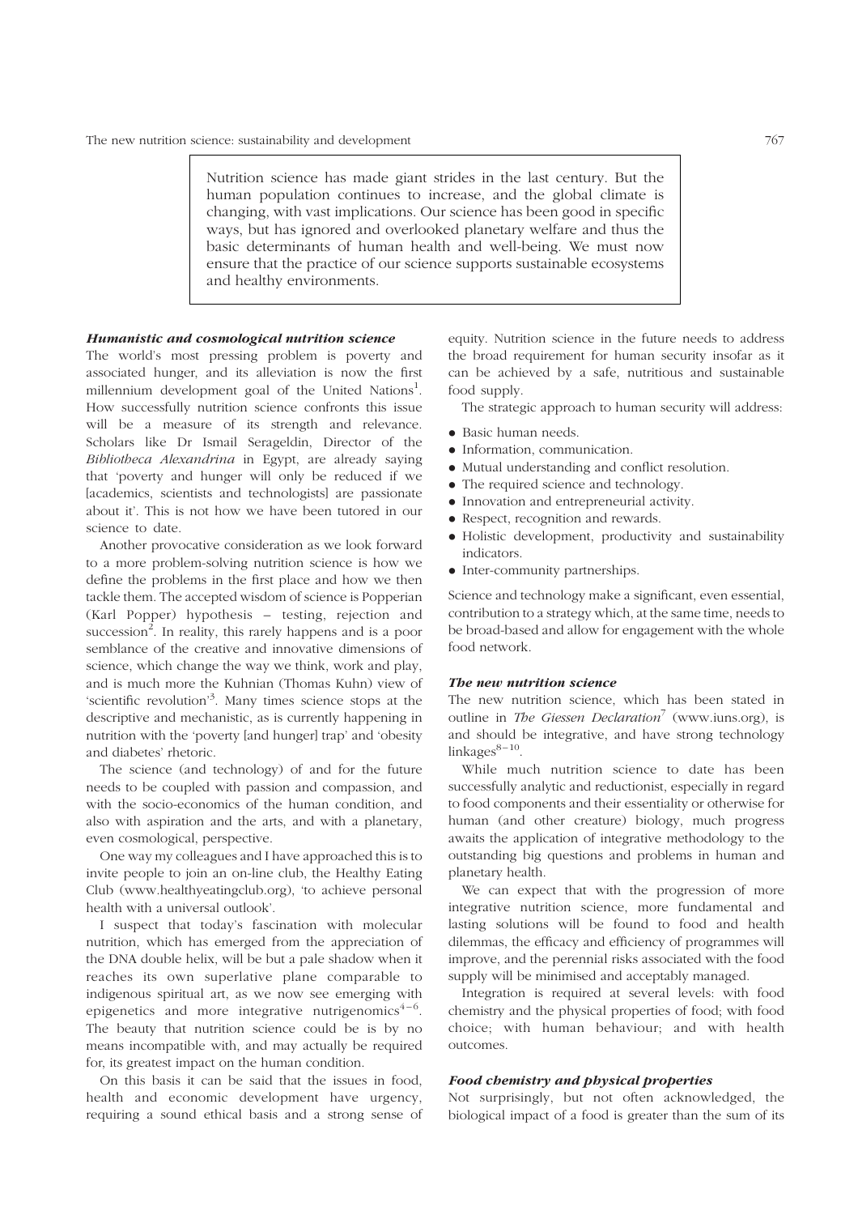> Nutrition science has made giant strides in the last century. But the human population continues to increase, and the global climate is changing, with vast implications. Our science has been good in specific ways, but has ignored and overlooked planetary welfare and thus the basic determinants of human health and well-being. We must now ensure that the practice of our science supports sustainable ecosystems and healthy environments.

### *Humanistic and cosmological nutrition science*

The world's most pressing problem is poverty and associated hunger, and its alleviation is now the first millennium development goal of the United Nations[1]. How successfully nutrition science confronts this issue will be a measure of its strength and relevance. Scholars like Dr Ismail Serageldin, Director of the *Bibliotheca Alexandrina* in Egypt, are already saying that 'poverty and hunger will only be reduced if we [academics, scientists and technologists] are passionate about it'. This is not how we have been tutored in our science to date.

Another provocative consideration as we look forward to a more problem-solving nutrition science is how we define the problems in the first place and how we then tackle them. The accepted wisdom of science is Popperian (Karl Popper) hypothesis – testing, rejection and succession[2]. In reality, this rarely happens and is a poor semblance of the creative and innovative dimensions of science, which change the way we think, work and play, and is much more the Kuhnian (Thomas Kuhn) view of 'scientific revolution'[3]. Many times science stops at the descriptive and mechanistic, as is currently happening in nutrition with the 'poverty [and hunger] trap' and 'obesity and diabetes' rhetoric.

The science (and technology) of and for the future needs to be coupled with passion and compassion, and with the socio-economics of the human condition, and also with aspiration and the arts, and with a planetary, even cosmological, perspective.

One way my colleagues and I have approached this is to invite people to join an on-line club, the Healthy Eating Club (www.healthyeatingclub.org), 'to achieve personal health with a universal outlook'.

I suspect that today's fascination with molecular nutrition, which has emerged from the appreciation of the DNA double helix, will be but a pale shadow when it reaches its own superlative plane comparable to indigenous spiritual art, as we now see emerging with epigenetics and more integrative nutrigenomics[4–6]. The beauty that nutrition science could be is by no means incompatible with, and may actually be required for, its greatest impact on the human condition.

On this basis it can be said that the issues in food, health and economic development have urgency, requiring a sound ethical basis and a strong sense of equity. Nutrition science in the future needs to address the broad requirement for human security insofar as it can be achieved by a safe, nutritious and sustainable food supply.

The strategic approach to human security will address:

- Basic human needs.
- Information, communication.
- Mutual understanding and conflict resolution.
- The required science and technology.
- Innovation and entrepreneurial activity.
- Respect, recognition and rewards.
- Holistic development, productivity and sustainability indicators.
- Inter-community partnerships.

Science and technology make a significant, even essential, contribution to a strategy which, at the same time, needs to be broad-based and allow for engagement with the whole food network.

### *The new nutrition science*

The new nutrition science, which has been stated in outline in *The Giessen Declaration*[7] (www.iuns.org), is and should be integrative, and have strong technology linkages[8–10].

While much nutrition science to date has been successfully analytic and reductionist, especially in regard to food components and their essentiality or otherwise for human (and other creature) biology, much progress awaits the application of integrative methodology to the outstanding big questions and problems in human and planetary health.

We can expect that with the progression of more integrative nutrition science, more fundamental and lasting solutions will be found to food and health dilemmas, the efficacy and efficiency of programmes will improve, and the perennial risks associated with the food supply will be minimised and acceptably managed.

Integration is required at several levels: with food chemistry and the physical properties of food; with food choice; with human behaviour; and with health outcomes.

### *Food chemistry and physical properties*

Not surprisingly, but not often acknowledged, the biological impact of a food is greater than the sum of its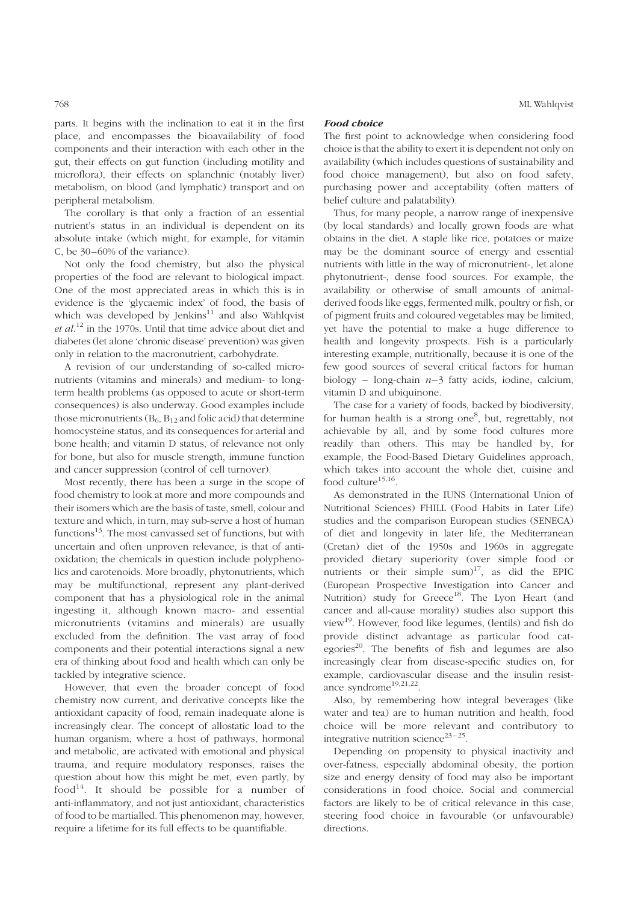parts. It begins with the inclination to eat it in the first place, and encompasses the bioavailability of food components and their interaction with each other in the gut, their effects on gut function (including motility and microflora), their effects on splanchnic (notably liver) metabolism, on blood (and lymphatic) transport and on peripheral metabolism.

The corollary is that only a fraction of an essential nutrient's status in an individual is dependent on its absolute intake (which might, for example, for vitamin C, be 30–60% of the variance).

Not only the food chemistry, but also the physical properties of the food are relevant to biological impact. One of the most appreciated areas in which this is in evidence is the 'glycaemic index' of food, the basis of which was developed by Jenkins[11] and also Wahlqvist *et al.*[12] in the 1970s. Until that time advice about diet and diabetes (let alone 'chronic disease' prevention) was given only in relation to the macronutrient, carbohydrate.

A revision of our understanding of so-called micronutrients (vitamins and minerals) and medium- to long-term health problems (as opposed to acute or short-term consequences) is also underway. Good examples include those micronutrients ($B_6$, $B_{12}$ and folic acid) that determine homocysteine status, and its consequences for arterial and bone health; and vitamin D status, of relevance not only for bone, but also for muscle strength, immune function and cancer suppression (control of cell turnover).

Most recently, there has been a surge in the scope of food chemistry to look at more and more compounds and their isomers which are the basis of taste, smell, colour and texture and which, in turn, may sub-serve a host of human functions[13]. The most canvassed set of functions, but with uncertain and often unproven relevance, is that of anti-oxidation; the chemicals in question include polyphenolics and carotenoids. More broadly, phytonutrients, which may be multifunctional, represent any plant-derived component that has a physiological role in the animal ingesting it, although known macro- and essential micronutrients (vitamins and minerals) are usually excluded from the definition. The vast array of food components and their potential interactions signal a new era of thinking about food and health which can only be tackled by integrative science.

However, that even the broader concept of food chemistry now current, and derivative concepts like the antioxidant capacity of food, remain inadequate alone is increasingly clear. The concept of allostatic load to the human organism, where a host of pathways, hormonal and metabolic, are activated with emotional and physical trauma, and require modulatory responses, raises the question about how this might be met, even partly, by food[14]. It should be possible for a number of anti-inflammatory, and not just antioxidant, characteristics of food to be martialled. This phenomenon may, however, require a lifetime for its full effects to be quantifiable.

### *Food choice*

The first point to acknowledge when considering food choice is that the ability to exert it is dependent not only on availability (which includes questions of sustainability and food choice management), but also on food safety, purchasing power and acceptability (often matters of belief culture and palatability).

Thus, for many people, a narrow range of inexpensive (by local standards) and locally grown foods are what obtains in the diet. A staple like rice, potatoes or maize may be the dominant source of energy and essential nutrients with little in the way of micronutrient-, let alone phytonutrient-, dense food sources. For example, the availability or otherwise of small amounts of animal-derived foods like eggs, fermented milk, poultry or fish, or of pigment fruits and coloured vegetables may be limited, yet have the potential to make a huge difference to health and longevity prospects. Fish is a particularly interesting example, nutritionally, because it is one of the few good sources of several critical factors for human biology – long-chain $n$–3 fatty acids, iodine, calcium, vitamin D and ubiquinone.

The case for a variety of foods, backed by biodiversity, for human health is a strong one[8], but, regrettably, not achievable by all, and by some food cultures more readily than others. This may be handled by, for example, the Food-Based Dietary Guidelines approach, which takes into account the whole diet, cuisine and food culture[15,16].

As demonstrated in the IUNS (International Union of Nutritional Sciences) FHILL (Food Habits in Later Life) studies and the comparison European studies (SENECA) of diet and longevity in later life, the Mediterranean (Cretan) diet of the 1950s and 1960s in aggregate provided dietary superiority (over simple food or nutrients or their simple sum)[17], as did the EPIC (European Prospective Investigation into Cancer and Nutrition) study for Greece[18]. The Lyon Heart (and cancer and all-cause morality) studies also support this view[19]. However, food like legumes, (lentils) and fish do provide distinct advantage as particular food categories[20]. The benefits of fish and legumes are also increasingly clear from disease-specific studies on, for example, cardiovascular disease and the insulin resistance syndrome[19,21,22].

Also, by remembering how integral beverages (like water and tea) are to human nutrition and health, food choice will be more relevant and contributory to integrative nutrition science[23–25].

Depending on propensity to physical inactivity and over-fatness, especially abdominal obesity, the portion size and energy density of food may also be important considerations in food choice. Social and commercial factors are likely to be of critical relevance in this case, steering food choice in favourable (or unfavourable) directions.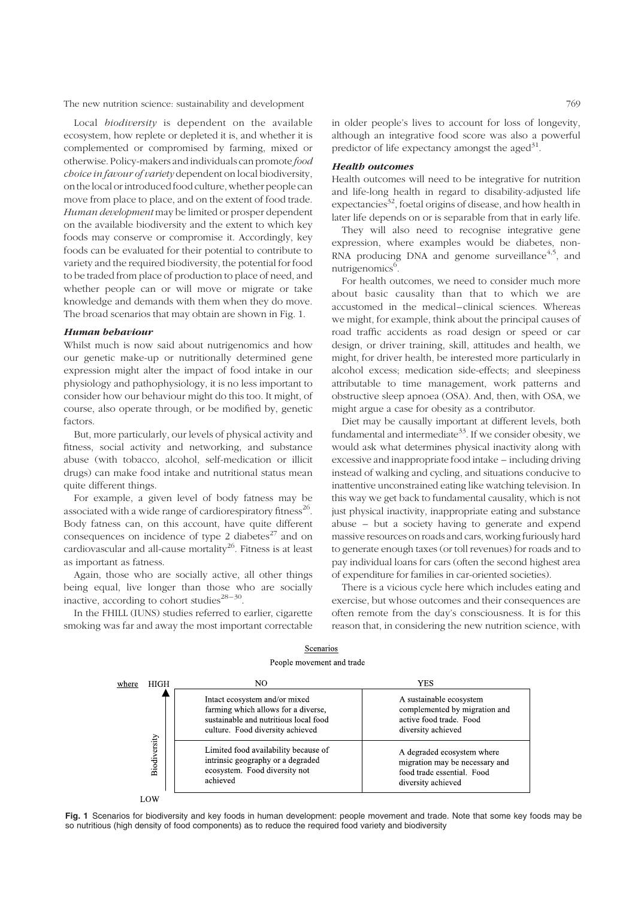Local *biodiversity* is dependent on the available ecosystem, how replete or depleted it is, and whether it is complemented or compromised by farming, mixed or otherwise. Policy-makers and individuals can promote *food choice in favour of variety* dependent on local biodiversity, on the local or introduced food culture, whether people can move from place to place, and on the extent of food trade. *Human development* may be limited or prosper dependent on the available biodiversity and the extent to which key foods may conserve or compromise it. Accordingly, key foods can be evaluated for their potential to contribute to variety and the required biodiversity, the potential for food to be traded from place of production to place of need, and whether people can or will move or migrate or take knowledge and demands with them when they do move. The broad scenarios that may obtain are shown in Fig. 1.

### *Human behaviour*

Whilst much is now said about nutrigenomics and how our genetic make-up or nutritionally determined gene expression might alter the impact of food intake in our physiology and pathophysiology, it is no less important to consider how our behaviour might do this too. It might, of course, also operate through, or be modified by, genetic factors.

But, more particularly, our levels of physical activity and fitness, social activity and networking, and substance abuse (with tobacco, alcohol, self-medication or illicit drugs) can make food intake and nutritional status mean quite different things.

For example, a given level of body fatness may be associated with a wide range of cardiorespiratory fitness[26]. Body fatness can, on this account, have quite different consequences on incidence of type 2 diabetes[27] and on cardiovascular and all-cause mortality[26]. Fitness is at least as important as fatness.

Again, those who are socially active, all other things being equal, live longer than those who are socially inactive, according to cohort studies[28–30].

In the FHILL (IUNS) studies referred to earlier, cigarette smoking was far and away the most important correctable in older people's lives to account for loss of longevity, although an integrative food score was also a powerful predictor of life expectancy amongst the aged[31].

### *Health outcomes*

Health outcomes will need to be integrative for nutrition and life-long health in regard to disability-adjusted life expectancies[32], foetal origins of disease, and how health in later life depends on or is separable from that in early life.

They will also need to recognise integrative gene expression, where examples would be diabetes, non-RNA producing DNA and genome surveillance[4,5], and nutrigenomics[6].

For health outcomes, we need to consider much more about basic causality than that to which we are accustomed in the medical–clinical sciences. Whereas we might, for example, think about the principal causes of road traffic accidents as road design or speed or car design, or driver training, skill, attitudes and health, we might, for driver health, be interested more particularly in alcohol excess; medication side-effects; and sleepiness attributable to time management, work patterns and obstructive sleep apnoea (OSA). And, then, with OSA, we might argue a case for obesity as a contributor.

Diet may be causally important at different levels, both fundamental and intermediate[33]. If we consider obesity, we would ask what determines physical inactivity along with excessive and inappropriate food intake – including driving instead of walking and cycling, and situations conducive to inattentive unconstrained eating like watching television. In this way we get back to fundamental causality, which is not just physical inactivity, inappropriate eating and substance abuse – but a society having to generate and expend massive resources on roads and cars, working furiously hard to generate enough taxes (or toll revenues) for roads and to pay individual loans for cars (often the second highest area of expenditure for families in car-oriented societies).

There is a vicious cycle here which includes eating and exercise, but whose outcomes and their consequences are often remote from the day's consciousness. It is for this reason that, in considering the new nutrition science, with

Scenarios

People movement and trade

| Biodiversity (where) | NO | YES |
|---|---|---|
| HIGH | Intact ecosystem and/or mixed farming which allows for a diverse, sustainable and nutritious local food culture. Food diversity achieved | A sustainable ecosystem complemented by migration and active food trade. Food diversity achieved |
| LOW | Limited food availability because of intrinsic geography or a degraded ecosystem. Food diversity not achieved | A degraded ecosystem where migration may be necessary and food trade essential. Food diversity achieved |

**Fig. 1** Scenarios for biodiversity and key foods in human development: people movement and trade. Note that some key foods may be so nutritious (high density of food components) as to reduce the required food variety and biodiversity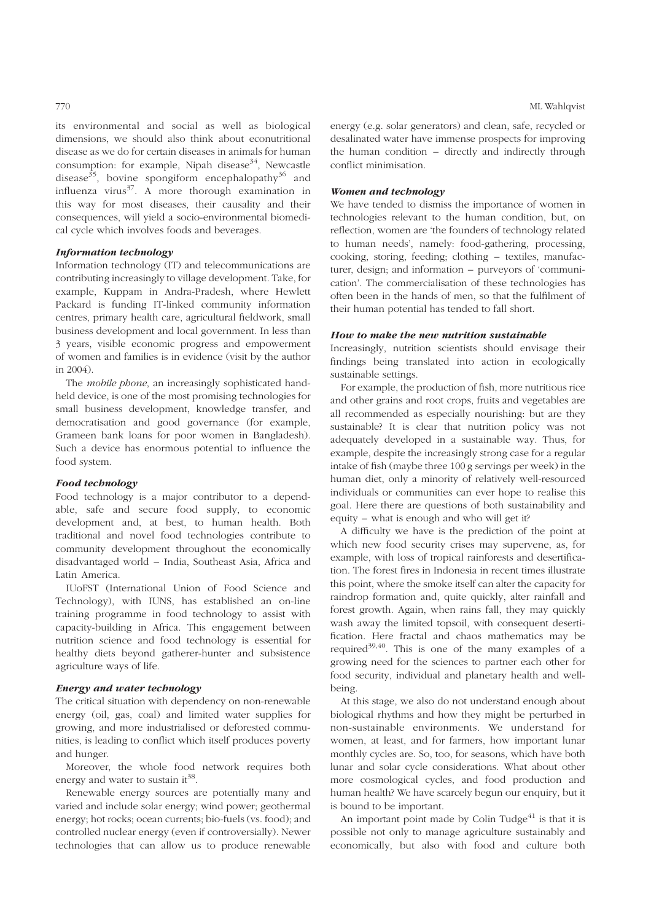its environmental and social as well as biological dimensions, we should also think about econutritional disease as we do for certain diseases in animals for human consumption: for example, Nipah disease[34], Newcastle disease[35], bovine spongiform encephalopathy[36] and influenza virus[37]. A more thorough examination in this way for most diseases, their causality and their consequences, will yield a socio-environmental biomedical cycle which involves foods and beverages.

### *Information technology*

Information technology (IT) and telecommunications are contributing increasingly to village development. Take, for example, Kuppam in Andra-Pradesh, where Hewlett Packard is funding IT-linked community information centres, primary health care, agricultural fieldwork, small business development and local government. In less than 3 years, visible economic progress and empowerment of women and families is in evidence (visit by the author in 2004).

The *mobile phone*, an increasingly sophisticated hand-held device, is one of the most promising technologies for small business development, knowledge transfer, and democratisation and good governance (for example, Grameen bank loans for poor women in Bangladesh). Such a device has enormous potential to influence the food system.

### *Food technology*

Food technology is a major contributor to a dependable, safe and secure food supply, to economic development and, at best, to human health. Both traditional and novel food technologies contribute to community development throughout the economically disadvantaged world – India, Southeast Asia, Africa and Latin America.

IUoFST (International Union of Food Science and Technology), with IUNS, has established an on-line training programme in food technology to assist with capacity-building in Africa. This engagement between nutrition science and food technology is essential for healthy diets beyond gatherer-hunter and subsistence agriculture ways of life.

### *Energy and water technology*

The critical situation with dependency on non-renewable energy (oil, gas, coal) and limited water supplies for growing, and more industrialised or deforested communities, is leading to conflict which itself produces poverty and hunger.

Moreover, the whole food network requires both energy and water to sustain it[38].

Renewable energy sources are potentially many and varied and include solar energy; wind power; geothermal energy; hot rocks; ocean currents; bio-fuels (vs. food); and controlled nuclear energy (even if controversially). Newer technologies that can allow us to produce renewable energy (e.g. solar generators) and clean, safe, recycled or desalinated water have immense prospects for improving the human condition – directly and indirectly through conflict minimisation.

### *Women and technology*

We have tended to dismiss the importance of women in technologies relevant to the human condition, but, on reflection, women are 'the founders of technology related to human needs', namely: food-gathering, processing, cooking, storing, feeding; clothing – textiles, manufacturer, design; and information – purveyors of 'communication'. The commercialisation of these technologies has often been in the hands of men, so that the fulfilment of their human potential has tended to fall short.

### *How to make the new nutrition sustainable*

Increasingly, nutrition scientists should envisage their findings being translated into action in ecologically sustainable settings.

For example, the production of fish, more nutritious rice and other grains and root crops, fruits and vegetables are all recommended as especially nourishing: but are they sustainable? It is clear that nutrition policy was not adequately developed in a sustainable way. Thus, for example, despite the increasingly strong case for a regular intake of fish (maybe three 100 g servings per week) in the human diet, only a minority of relatively well-resourced individuals or communities can ever hope to realise this goal. Here there are questions of both sustainability and equity – what is enough and who will get it?

A difficulty we have is the prediction of the point at which new food security crises may supervene, as, for example, with loss of tropical rainforests and desertification. The forest fires in Indonesia in recent times illustrate this point, where the smoke itself can alter the capacity for raindrop formation and, quite quickly, alter rainfall and forest growth. Again, when rains fall, they may quickly wash away the limited topsoil, with consequent desertification. Here fractal and chaos mathematics may be required[39,40]. This is one of the many examples of a growing need for the sciences to partner each other for food security, individual and planetary health and well-being.

At this stage, we also do not understand enough about biological rhythms and how they might be perturbed in non-sustainable environments. We understand for women, at least, and for farmers, how important lunar monthly cycles are. So, too, for seasons, which have both lunar and solar cycle considerations. What about other more cosmological cycles, and food production and human health? We have scarcely begun our enquiry, but it is bound to be important.

An important point made by Colin Tudge[41] is that it is possible not only to manage agriculture sustainably and economically, but also with food and culture both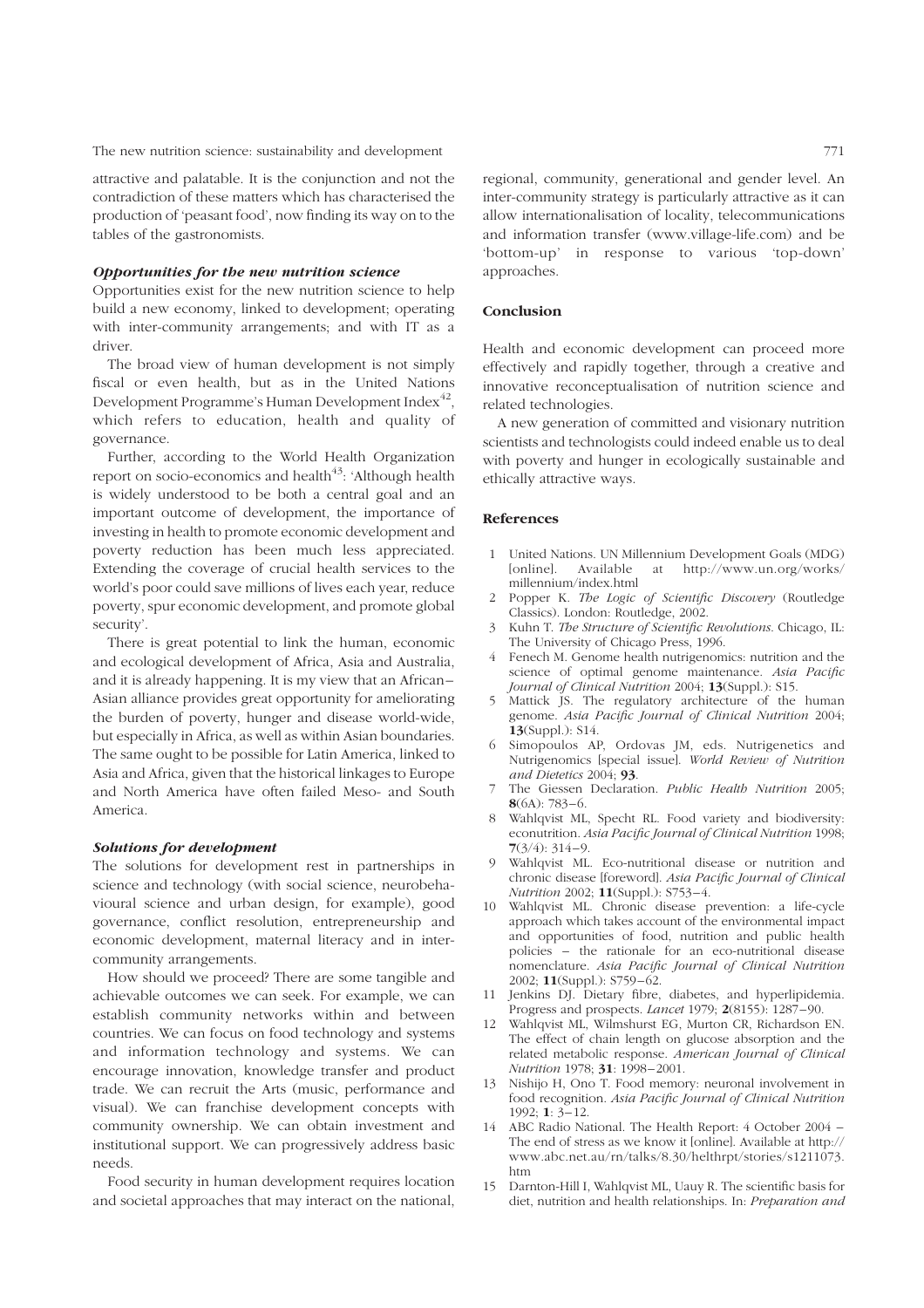attractive and palatable. It is the conjunction and not the contradiction of these matters which has characterised the production of 'peasant food', now finding its way on to the tables of the gastronomists.

### *Opportunities for the new nutrition science*

Opportunities exist for the new nutrition science to help build a new economy, linked to development; operating with inter-community arrangements; and with IT as a driver.

The broad view of human development is not simply fiscal or even health, but as in the United Nations Development Programme's Human Development Index[42], which refers to education, health and quality of governance.

Further, according to the World Health Organization report on socio-economics and health[43]: 'Although health is widely understood to be both a central goal and an important outcome of development, the importance of investing in health to promote economic development and poverty reduction has been much less appreciated. Extending the coverage of crucial health services to the world's poor could save millions of lives each year, reduce poverty, spur economic development, and promote global security'.

There is great potential to link the human, economic and ecological development of Africa, Asia and Australia, and it is already happening. It is my view that an African–Asian alliance provides great opportunity for ameliorating the burden of poverty, hunger and disease world-wide, but especially in Africa, as well as within Asian boundaries. The same ought to be possible for Latin America, linked to Asia and Africa, given that the historical linkages to Europe and North America have often failed Meso- and South America.

### *Solutions for development*

The solutions for development rest in partnerships in science and technology (with social science, neurobehavioural science and urban design, for example), good governance, conflict resolution, entrepreneurship and economic development, maternal literacy and in inter-community arrangements.

How should we proceed? There are some tangible and achievable outcomes we can seek. For example, we can establish community networks within and between countries. We can focus on food technology and systems and information technology and systems. We can encourage innovation, knowledge transfer and product trade. We can recruit the Arts (music, performance and visual). We can franchise development concepts with community ownership. We can obtain investment and institutional support. We can progressively address basic needs.

Food security in human development requires location and societal approaches that may interact on the national, regional, community, generational and gender level. An inter-community strategy is particularly attractive as it can allow internationalisation of locality, telecommunications and information transfer (www.village-life.com) and be 'bottom-up' in response to various 'top-down' approaches.

## Conclusion

Health and economic development can proceed more effectively and rapidly together, through a creative and innovative reconceptualisation of nutrition science and related technologies.

A new generation of committed and visionary nutrition scientists and technologists could indeed enable us to deal with poverty and hunger in ecologically sustainable and ethically attractive ways.

## References

1. United Nations. UN Millennium Development Goals (MDG) [online]. Available at http://www.un.org/works/millennium/index.html
2. Popper K. *The Logic of Scientific Discovery* (Routledge Classics). London: Routledge, 2002.
3. Kuhn T. *The Structure of Scientific Revolutions*. Chicago, IL: The University of Chicago Press, 1996.
4. Fenech M. Genome health nutrigenomics: nutrition and the science of optimal genome maintenance. *Asia Pacific Journal of Clinical Nutrition* 2004; **13**(Suppl.): S15.
5. Mattick JS. The regulatory architecture of the human genome. *Asia Pacific Journal of Clinical Nutrition* 2004; **13**(Suppl.): S14.
6. Simopoulos AP, Ordovas JM, eds. Nutrigenetics and Nutrigenomics [special issue]. *World Review of Nutrition and Dietetics* 2004; **93**.
7. The Giessen Declaration. *Public Health Nutrition* 2005; **8**(6A): 783–6.
8. Wahlqvist ML, Specht RL. Food variety and biodiversity: econutrition. *Asia Pacific Journal of Clinical Nutrition* 1998; **7**(3/4): 314–9.
9. Wahlqvist ML. Eco-nutritional disease or nutrition and chronic disease [foreword]. *Asia Pacific Journal of Clinical Nutrition* 2002; **11**(Suppl.): S753–4.
10. Wahlqvist ML. Chronic disease prevention: a life-cycle approach which takes account of the environmental impact and opportunities of food, nutrition and public health policies – the rationale for an eco-nutritional disease nomenclature. *Asia Pacific Journal of Clinical Nutrition* 2002; **11**(Suppl.): S759–62.
11. Jenkins DJ. Dietary fibre, diabetes, and hyperlipidemia. Progress and prospects. *Lancet* 1979; **2**(8155): 1287–90.
12. Wahlqvist ML, Wilmshurst EG, Murton CR, Richardson EN. The effect of chain length on glucose absorption and the related metabolic response. *American Journal of Clinical Nutrition* 1978; **31**: 1998–2001.
13. Nishijo H, Ono T. Food memory: neuronal involvement in food recognition. *Asia Pacific Journal of Clinical Nutrition* 1992; **1**: 3–12.
14. ABC Radio National. The Health Report: 4 October 2004 – The end of stress as we know it [online]. Available at http://www.abc.net.au/rn/talks/8.30/helthrpt/stories/s1211073.htm
15. Darnton-Hill I, Wahlqvist ML, Uauy R. The scientific basis for diet, nutrition and health relationships. In: *Preparation and*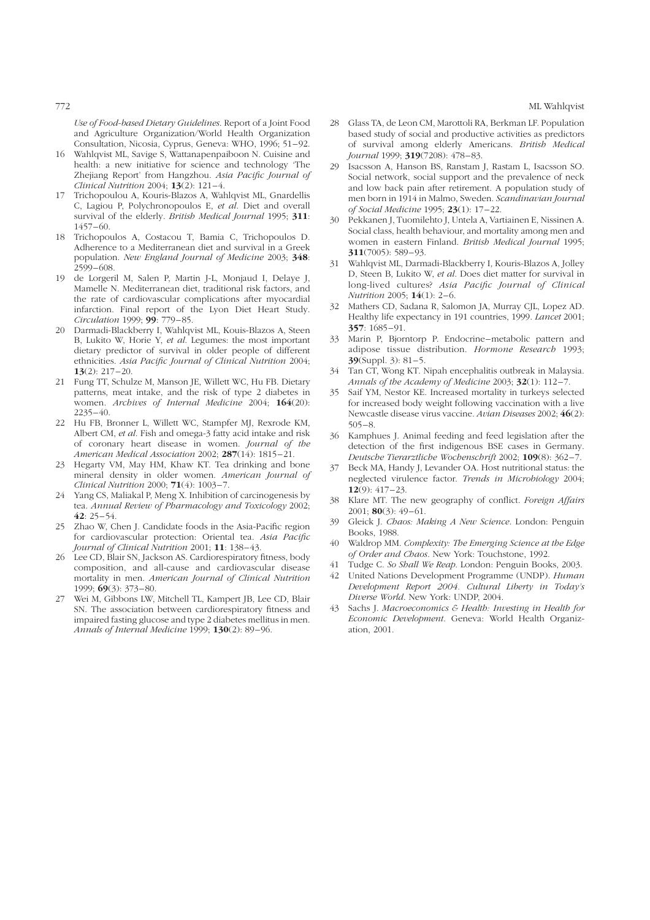*Use of Food-based Dietary Guidelines*. Report of a Joint Food and Agriculture Organization/World Health Organization Consultation, Nicosia, Cyprus, Geneva: WHO, 1996; 51–92.

16 Wahlqvist ML, Savige S, Wattanapenpaiboon N. Cuisine and health: a new initiative for science and technology 'The Zhejiang Report' from Hangzhou. *Asia Pacific Journal of Clinical Nutrition* 2004; **13**(2): 121–4.
17 Trichopoulou A, Kouris-Blazos A, Wahlqvist ML, Gnardellis C, Lagiou P, Polychronopoulos E, *et al*. Diet and overall survival of the elderly. *British Medical Journal* 1995; **311**: 1457–60.
18 Trichopoulos A, Costacou T, Bamia C, Trichopoulos D. Adherence to a Mediterranean diet and survival in a Greek population. *New England Journal of Medicine* 2003; **348**: 2599–608.
19 de Lorgeril M, Salen P, Martin J-L, Monjaud I, Delaye J, Mamelle N. Mediterranean diet, traditional risk factors, and the rate of cardiovascular complications after myocardial infarction. Final report of the Lyon Diet Heart Study. *Circulation* 1999; **99**: 779–85.
20 Darmadi-Blackberry I, Wahlqvist ML, Kouis-Blazos A, Steen B, Lukito W, Horie Y, *et al*. Legumes: the most important dietary predictor of survival in older people of different ethnicities. *Asia Pacific Journal of Clinical Nutrition* 2004; **13**(2): 217–20.
21 Fung TT, Schulze M, Manson JE, Willett WC, Hu FB. Dietary patterns, meat intake, and the risk of type 2 diabetes in women. *Archives of Internal Medicine* 2004; **164**(20): 2235–40.
22 Hu FB, Bronner L, Willett WC, Stampfer MJ, Rexrode KM, Albert CM, *et al*. Fish and omega-3 fatty acid intake and risk of coronary heart disease in women. *Journal of the American Medical Association* 2002; **287**(14): 1815–21.
23 Hegarty VM, May HM, Khaw KT. Tea drinking and bone mineral density in older women. *American Journal of Clinical Nutrition* 2000; **71**(4): 1003–7.
24 Yang CS, Maliakal P, Meng X. Inhibition of carcinogenesis by tea. *Annual Review of Pharmacology and Toxicology* 2002; **42**: 25–54.
25 Zhao W, Chen J. Candidate foods in the Asia-Pacific region for cardiovascular protection: Oriental tea. *Asia Pacific Journal of Clinical Nutrition* 2001; **11**: 138–43.
26 Lee CD, Blair SN, Jackson AS. Cardiorespiratory fitness, body composition, and all-cause and cardiovascular disease mortality in men. *American Journal of Clinical Nutrition* 1999; **69**(3): 373–80.
27 Wei M, Gibbons LW, Mitchell TL, Kampert JB, Lee CD, Blair SN. The association between cardiorespiratory fitness and impaired fasting glucose and type 2 diabetes mellitus in men. *Annals of Internal Medicine* 1999; **130**(2): 89–96.
28 Glass TA, de Leon CM, Marottoli RA, Berkman LF. Population based study of social and productive activities as predictors of survival among elderly Americans. *British Medical Journal* 1999; **319**(7208): 478–83.
29 Isacsson A, Hanson BS, Ranstam J, Rastam L, Isacsson SO. Social network, social support and the prevalence of neck and low back pain after retirement. A population study of men born in 1914 in Malmo, Sweden. *Scandinavian Journal of Social Medicine* 1995; **23**(1): 17–22.
30 Pekkanen J, Tuomilehto J, Untela A, Vartiainen E, Nissinen A. Social class, health behaviour, and mortality among men and women in eastern Finland. *British Medical Journal* 1995; **311**(7005): 589–93.
31 Wahlqvist ML, Darmadi-Blackberry I, Kouris-Blazos A, Jolley D, Steen B, Lukito W, *et al*. Does diet matter for survival in long-lived cultures? *Asia Pacific Journal of Clinical Nutrition* 2005; **14**(1): 2–6.
32 Mathers CD, Sadana R, Salomon JA, Murray CJL, Lopez AD. Healthy life expectancy in 191 countries, 1999. *Lancet* 2001; **357**: 1685–91.
33 Marin P, Bjorntorp P. Endocrine–metabolic pattern and adipose tissue distribution. *Hormone Research* 1993; **39**(Suppl. 3): 81–5.
34 Tan CT, Wong KT. Nipah encephalitis outbreak in Malaysia. *Annals of the Academy of Medicine* 2003; **32**(1): 112–7.
35 Saif YM, Nestor KE. Increased mortality in turkeys selected for increased body weight following vaccination with a live Newcastle disease virus vaccine. *Avian Diseases* 2002; **46**(2): 505–8.
36 Kamphues J. Animal feeding and feed legislation after the detection of the first indigenous BSE cases in Germany. *Deutsche Tierarztliche Wochenschrift* 2002; **109**(8): 362–7.
37 Beck MA, Handy J, Levander OA. Host nutritional status: the neglected virulence factor. *Trends in Microbiology* 2004; **12**(9): 417–23.
38 Klare MT. The new geography of conflict. *Foreign Affairs* 2001; **80**(3): 49–61.
39 Gleick J. *Chaos: Making A New Science*. London: Penguin Books, 1988.
40 Waldrop MM. *Complexity: The Emerging Science at the Edge of Order and Chaos*. New York: Touchstone, 1992.
41 Tudge C. *So Shall We Reap*. London: Penguin Books, 2003.
42 United Nations Development Programme (UNDP). *Human Development Report 2004. Cultural Liberty in Today's Diverse World*. New York: UNDP, 2004.
43 Sachs J. *Macroeconomics & Health: Investing in Health for Economic Development*. Geneva: World Health Organization, 2001.